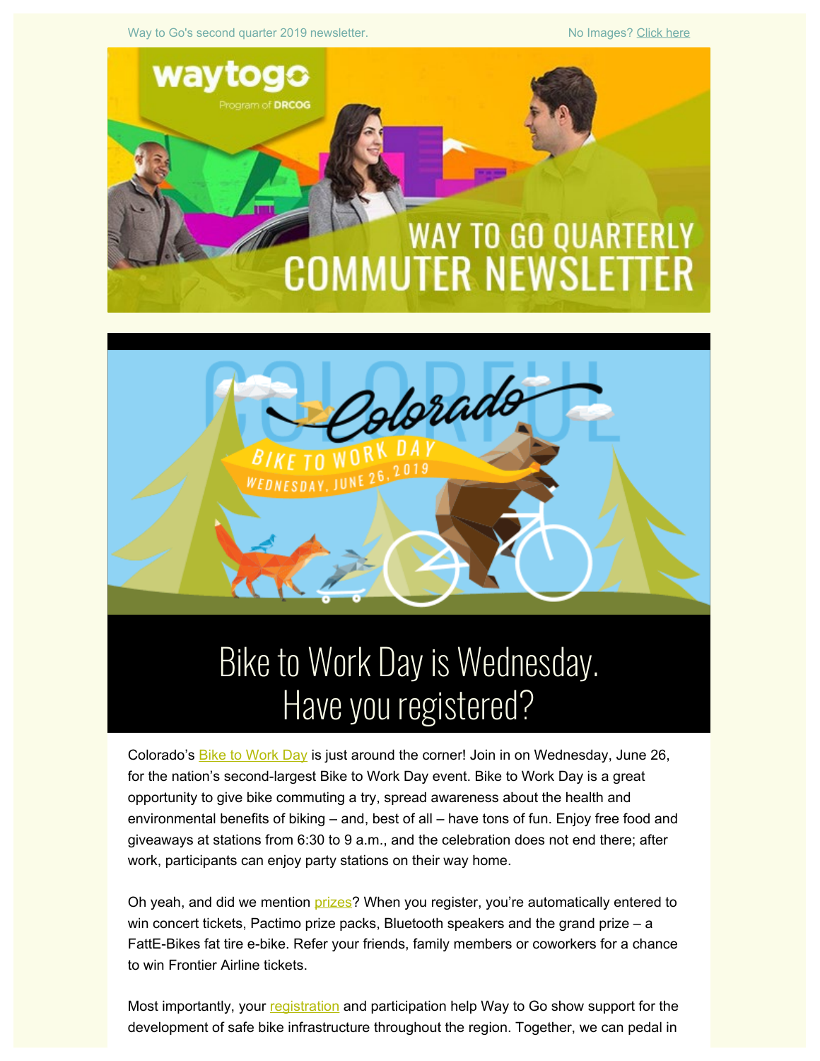Way to Go's second quarter 2019 newsletter. No Images? Click here

# WAY TO GO QUARTERLY COMMUTER NEWSLETTER

## Bike to Work Day is Wednesday. Have you registered?

Colorado's Bike to Work Day is just around the corner! Join in on Wednesday, June 26, for the nation's second-largest Bike to Work Day event. Bike to Work Day is a great opportunity to give bike commuting a try, spread awareness about the health and environmental benefits of biking – and, best of all – have tons of fun. Enjoy free food and giveaways at stations from 6:30 to 9 a.m., and the celebration does not end there; after work, participants can enjoy party stations on their way home.

Oh yeah, and did we mention prizes? When you register, you're automatically entered to win concert tickets, Pactimo prize packs, Bluetooth speakers and the grand prize – a FattE-Bikes fat tire e-bike. Refer your friends, family members or coworkers for a chance to win Frontier Airline tickets.

Most importantly, your registration and participation help Way to Go show support for the development of safe bike infrastructure throughout the region. Together, we can pedal in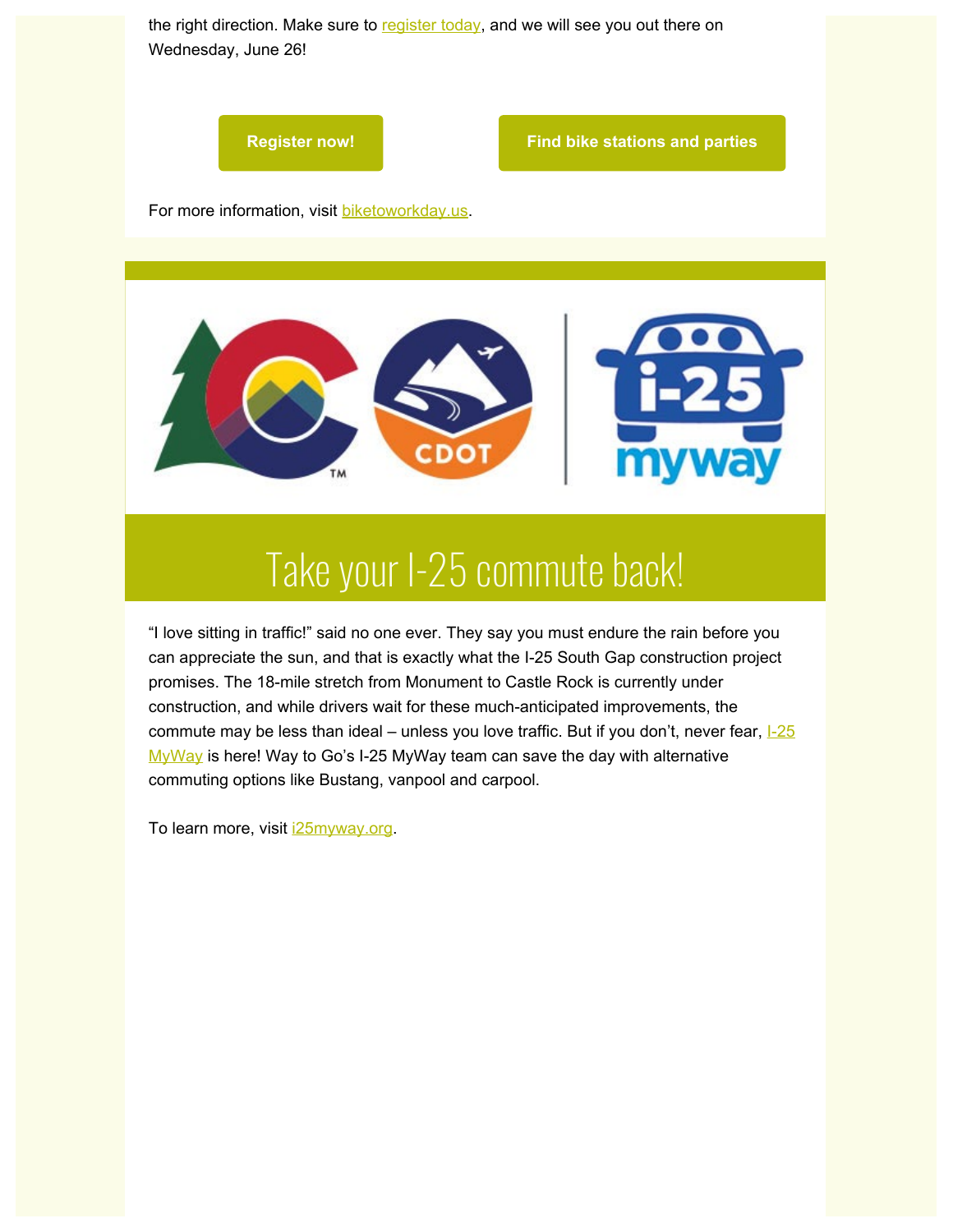the right direction. Make sure to register today, and we will see you out there on Wednesday, June 26!

**Register now!** | **Find bike stations and parties**

For more information, visit biketoworkday.us.

# Take your I-25 commute back!

“I love sitting in traffic!” said no one ever. They say you must endure the rain before you can appreciate the sun, and that is exactly what the I-25 South Gap construction project promises. The 18-mile stretch from Monument to Castle Rock is currently under construction, and while drivers wait for these much-anticipated improvements, the commute may be less than ideal – unless you love traffic. But if you don’t, never fear, I-25 MyWay is here! Way to Go’s I-25 MyWay team can save the day with alternative commuting options like Bustang, vanpool and carpool.

To learn more, visit i25myway.org.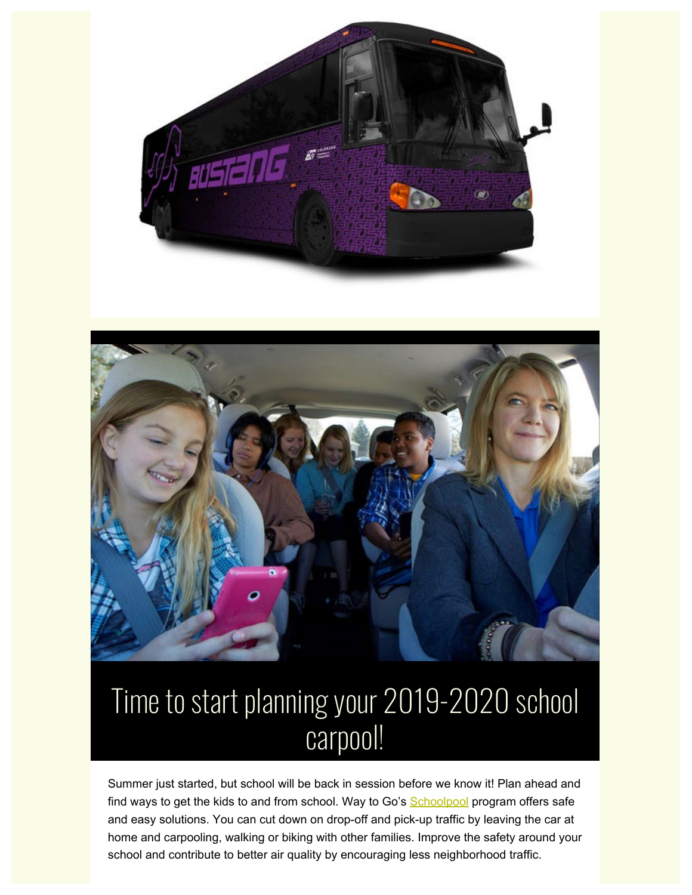# Time to start planning your 2019-2020 school carpool!

Summer just started, but school will be back in session before we know it! Plan ahead and find ways to get the kids to and from school. Way to Go's Schoolpool program offers safe and easy solutions. You can cut down on drop-off and pick-up traffic by leaving the car at home and carpooling, walking or biking with other families. Improve the safety around your school and contribute to better air quality by encouraging less neighborhood traffic.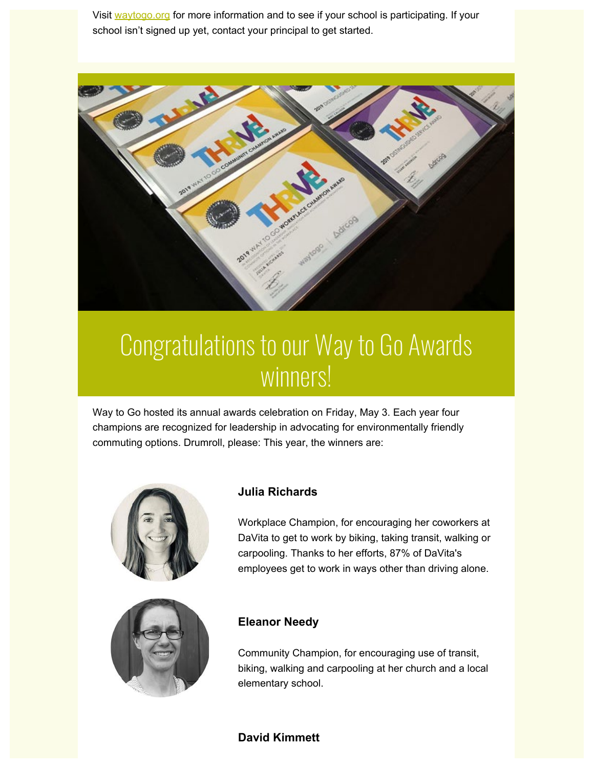Visit [waytogo.org](waytogo.org) for more information and to see if your school is participating. If your school isn't signed up yet, contact your principal to get started.

# Congratulations to our Way to Go Awards winners!

Way to Go hosted its annual awards celebration on Friday, May 3. Each year four champions are recognized for leadership in advocating for environmentally friendly commuting options. Drumroll, please: This year, the winners are:

**Julia Richards**

Workplace Champion, for encouraging her coworkers at DaVita to get to work by biking, taking transit, walking or carpooling. Thanks to her efforts, 87% of DaVita's employees get to work in ways other than driving alone.

**Eleanor Needy**

Community Champion, for encouraging use of transit, biking, walking and carpooling at her church and a local elementary school.

**David Kimmett**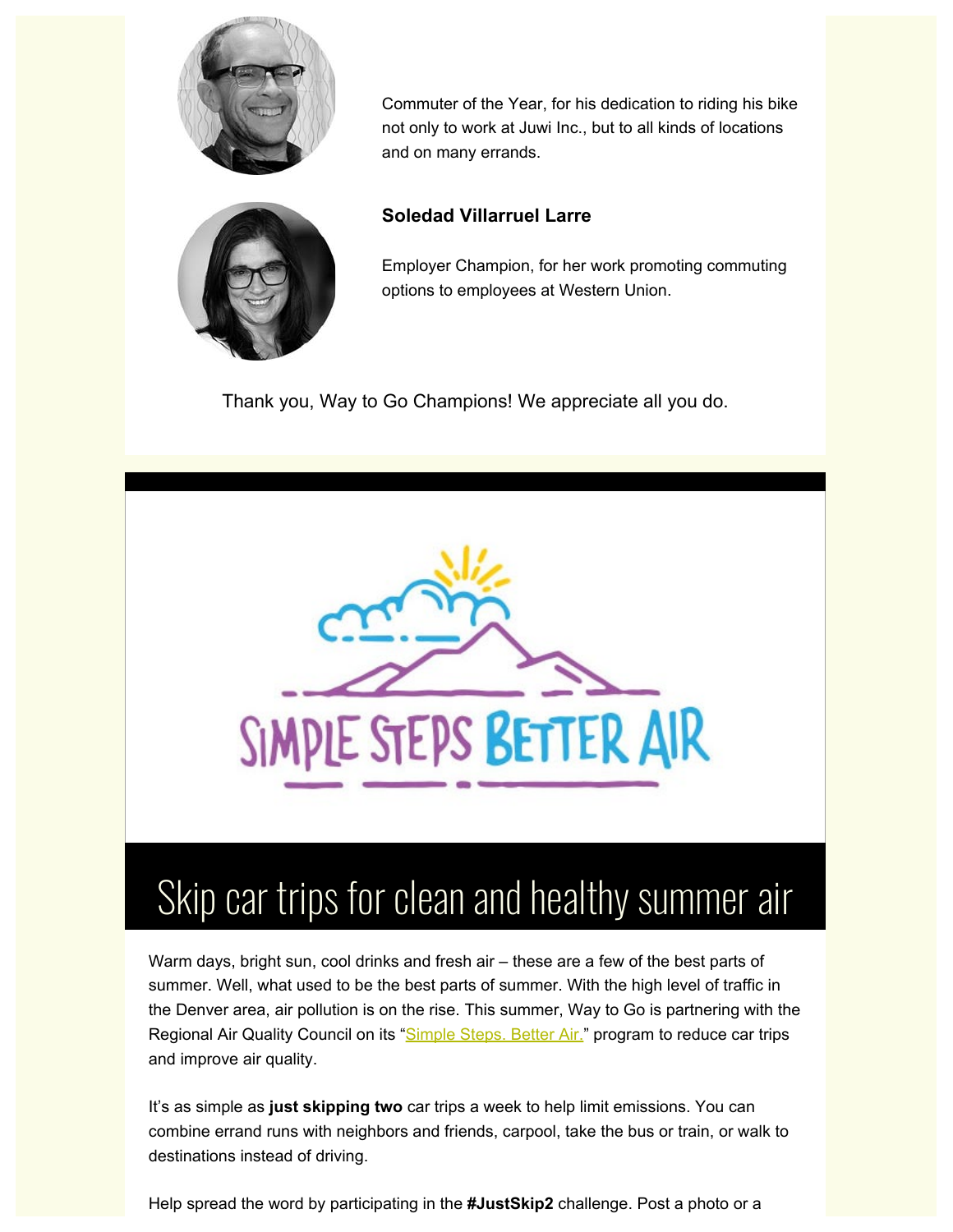Commuter of the Year, for his dedication to riding his bike not only to work at Juwi Inc., but to all kinds of locations and on many errands.

**Soledad Villarruel Larre**

Employer Champion, for her work promoting commuting options to employees at Western Union.

Thank you, Way to Go Champions! We appreciate all you do.

# Skip car trips for clean and healthy summer air

Warm days, bright sun, cool drinks and fresh air – these are a few of the best parts of summer. Well, what used to be the best parts of summer. With the high level of traffic in the Denver area, air pollution is on the rise. This summer, Way to Go is partnering with the Regional Air Quality Council on its "Simple Steps. Better Air." program to reduce car trips and improve air quality.

It's as simple as **just skipping two** car trips a week to help limit emissions. You can combine errand runs with neighbors and friends, carpool, take the bus or train, or walk to destinations instead of driving.

Help spread the word by participating in the **#JustSkip2** challenge. Post a photo or a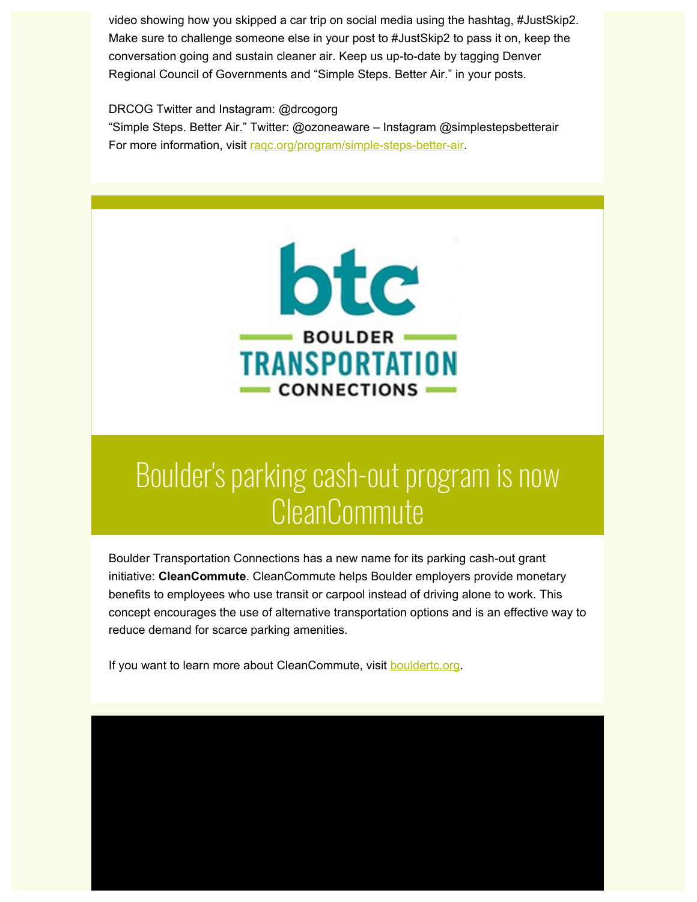video showing how you skipped a car trip on social media using the hashtag, #JustSkip2. Make sure to challenge someone else in your post to #JustSkip2 to pass it on, keep the conversation going and sustain cleaner air. Keep us up-to-date by tagging Denver Regional Council of Governments and "Simple Steps. Better Air." in your posts.

DRCOG Twitter and Instagram: @drcogorg
"Simple Steps. Better Air." Twitter: @ozoneaware – Instagram @simplestepsbetterair
For more information, visit [raqc.org/program/simple-steps-better-air](raqc.org/program/simple-steps-better-air).

# Boulder's parking cash-out program is now CleanCommute

Boulder Transportation Connections has a new name for its parking cash-out grant initiative: **CleanCommute**. CleanCommute helps Boulder employers provide monetary benefits to employees who use transit or carpool instead of driving alone to work. This concept encourages the use of alternative transportation options and is an effective way to reduce demand for scarce parking amenities.

If you want to learn more about CleanCommute, visit [bouldertc.org](bouldertc.org).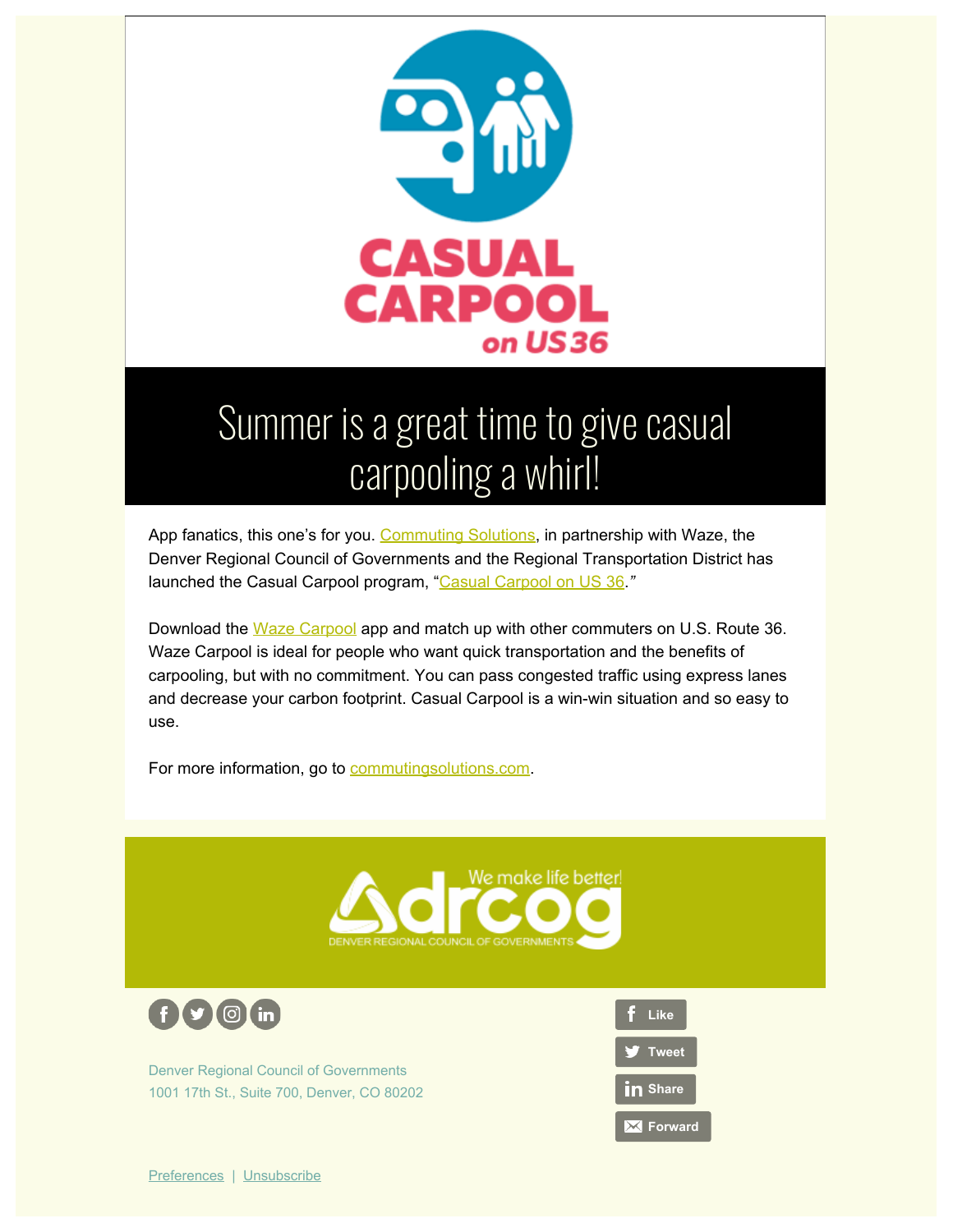CASUAL CARPOOL on US 36

# Summer is a great time to give casual carpooling a whirl!

App fanatics, this one's for you. Commuting Solutions, in partnership with Waze, the Denver Regional Council of Governments and the Regional Transportation District has launched the Casual Carpool program, "Casual Carpool on US 36."

Download the Waze Carpool app and match up with other commuters on U.S. Route 36. Waze Carpool is ideal for people who want quick transportation and the benefits of carpooling, but with no commitment. You can pass congested traffic using express lanes and decrease your carbon footprint. Casual Carpool is a win-win situation and so easy to use.

For more information, go to commutingsolutions.com.

We make life better! drcog DENVER REGIONAL COUNCIL OF GOVERNMENTS

Denver Regional Council of Governments
1001 17th St., Suite 700, Denver, CO 80202

Like
Tweet
Share
Forward

Preferences | Unsubscribe